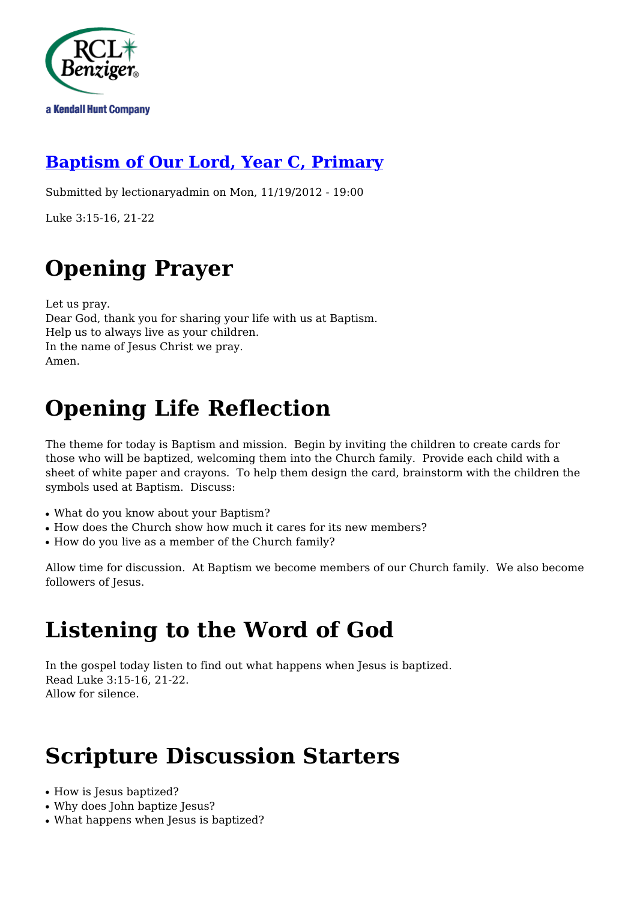## Baptism of Our Lord, Year C, Primary

Submitted by lectionaryadmin on Mon, 11/19/2012 - 19:00

Luke 3:15-16, 21-22

# Opening Prayer

Let us pray.
Dear God, thank you for sharing your life with us at Baptism.
Help us to always live as your children.
In the name of Jesus Christ we pray.
Amen.

# Opening Life Reflection

The theme for today is Baptism and mission. Begin by inviting the children to create cards for those who will be baptized, welcoming them into the Church family. Provide each child with a sheet of white paper and crayons. To help them design the card, brainstorm with the children the symbols used at Baptism. Discuss:

- What do you know about your Baptism?
- How does the Church show how much it cares for its new members?
- How do you live as a member of the Church family?

Allow time for discussion. At Baptism we become members of our Church family. We also become followers of Jesus.

# Listening to the Word of God

In the gospel today listen to find out what happens when Jesus is baptized.
Read Luke 3:15-16, 21-22.
Allow for silence.

# Scripture Discussion Starters

- How is Jesus baptized?
- Why does John baptize Jesus?
- What happens when Jesus is baptized?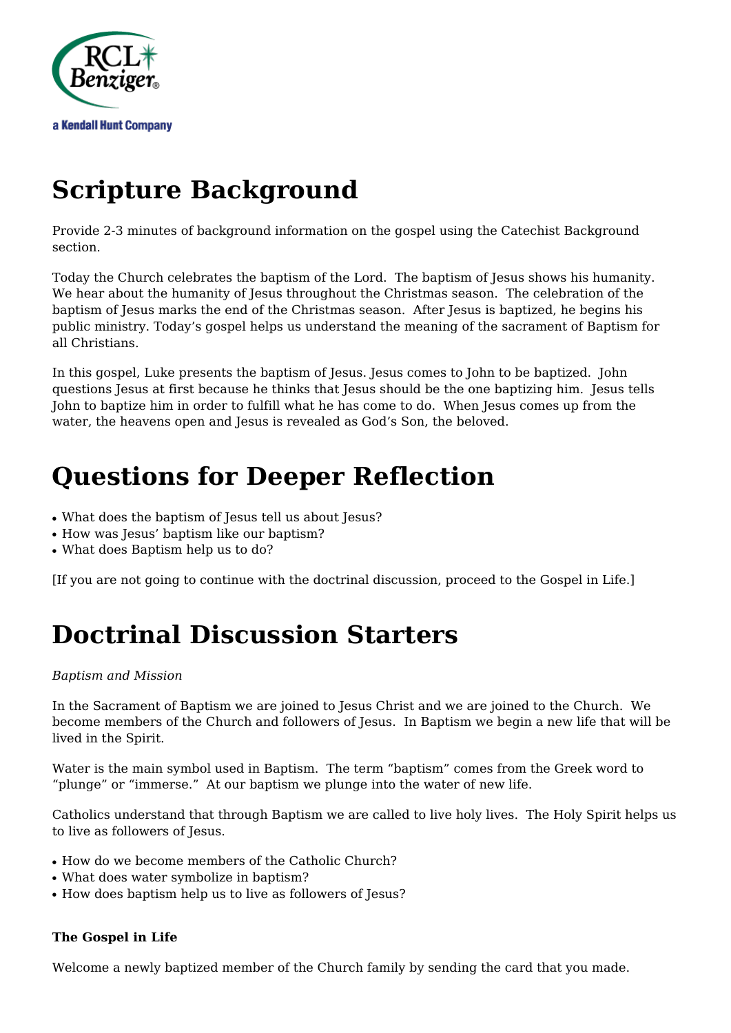# Scripture Background

Provide 2-3 minutes of background information on the gospel using the Catechist Background section.

Today the Church celebrates the baptism of the Lord. The baptism of Jesus shows his humanity. We hear about the humanity of Jesus throughout the Christmas season. The celebration of the baptism of Jesus marks the end of the Christmas season. After Jesus is baptized, he begins his public ministry. Today's gospel helps us understand the meaning of the sacrament of Baptism for all Christians.

In this gospel, Luke presents the baptism of Jesus. Jesus comes to John to be baptized. John questions Jesus at first because he thinks that Jesus should be the one baptizing him. Jesus tells John to baptize him in order to fulfill what he has come to do. When Jesus comes up from the water, the heavens open and Jesus is revealed as God's Son, the beloved.

# Questions for Deeper Reflection

- What does the baptism of Jesus tell us about Jesus?
- How was Jesus' baptism like our baptism?
- What does Baptism help us to do?

[If you are not going to continue with the doctrinal discussion, proceed to the Gospel in Life.]

# Doctrinal Discussion Starters

*Baptism and Mission*

In the Sacrament of Baptism we are joined to Jesus Christ and we are joined to the Church. We become members of the Church and followers of Jesus. In Baptism we begin a new life that will be lived in the Spirit.

Water is the main symbol used in Baptism. The term "baptism" comes from the Greek word to "plunge" or "immerse." At our baptism we plunge into the water of new life.

Catholics understand that through Baptism we are called to live holy lives. The Holy Spirit helps us to live as followers of Jesus.

- How do we become members of the Catholic Church?
- What does water symbolize in baptism?
- How does baptism help us to live as followers of Jesus?

**The Gospel in Life**

Welcome a newly baptized member of the Church family by sending the card that you made.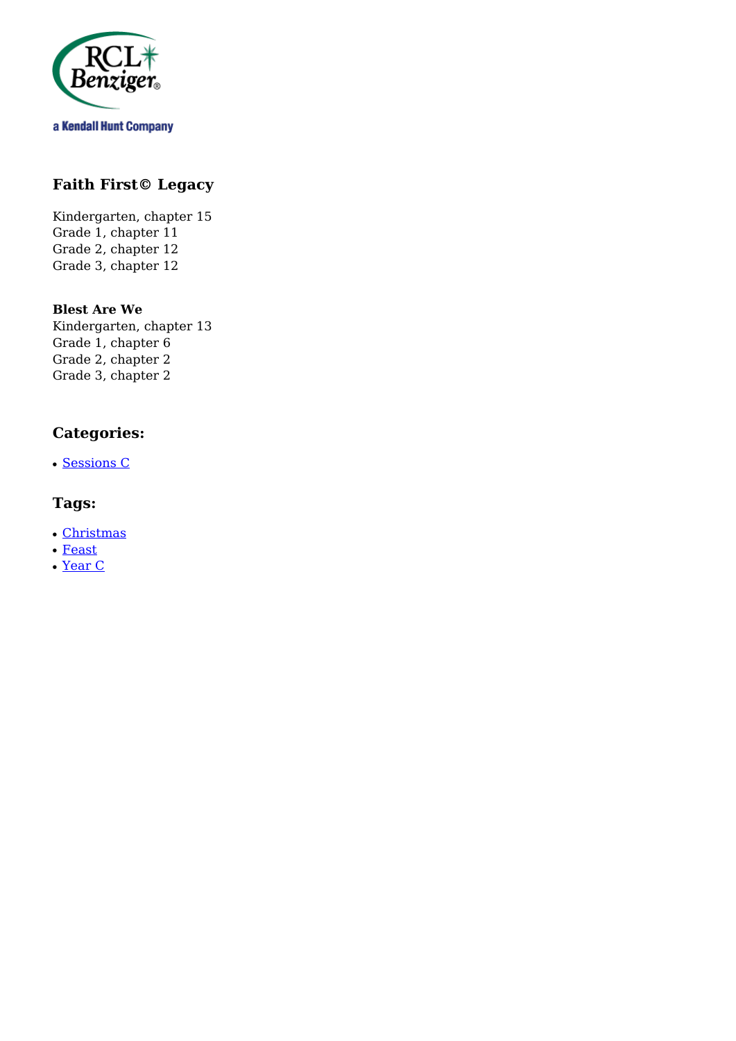a Kendall Hunt Company

### Faith First© Legacy

Kindergarten, chapter 15
Grade 1, chapter 11
Grade 2, chapter 12
Grade 3, chapter 12

**Blest Are We**
Kindergarten, chapter 13
Grade 1, chapter 6
Grade 2, chapter 2
Grade 3, chapter 2

### Categories:

- Sessions C

### Tags:

- Christmas
- Feast
- Year C